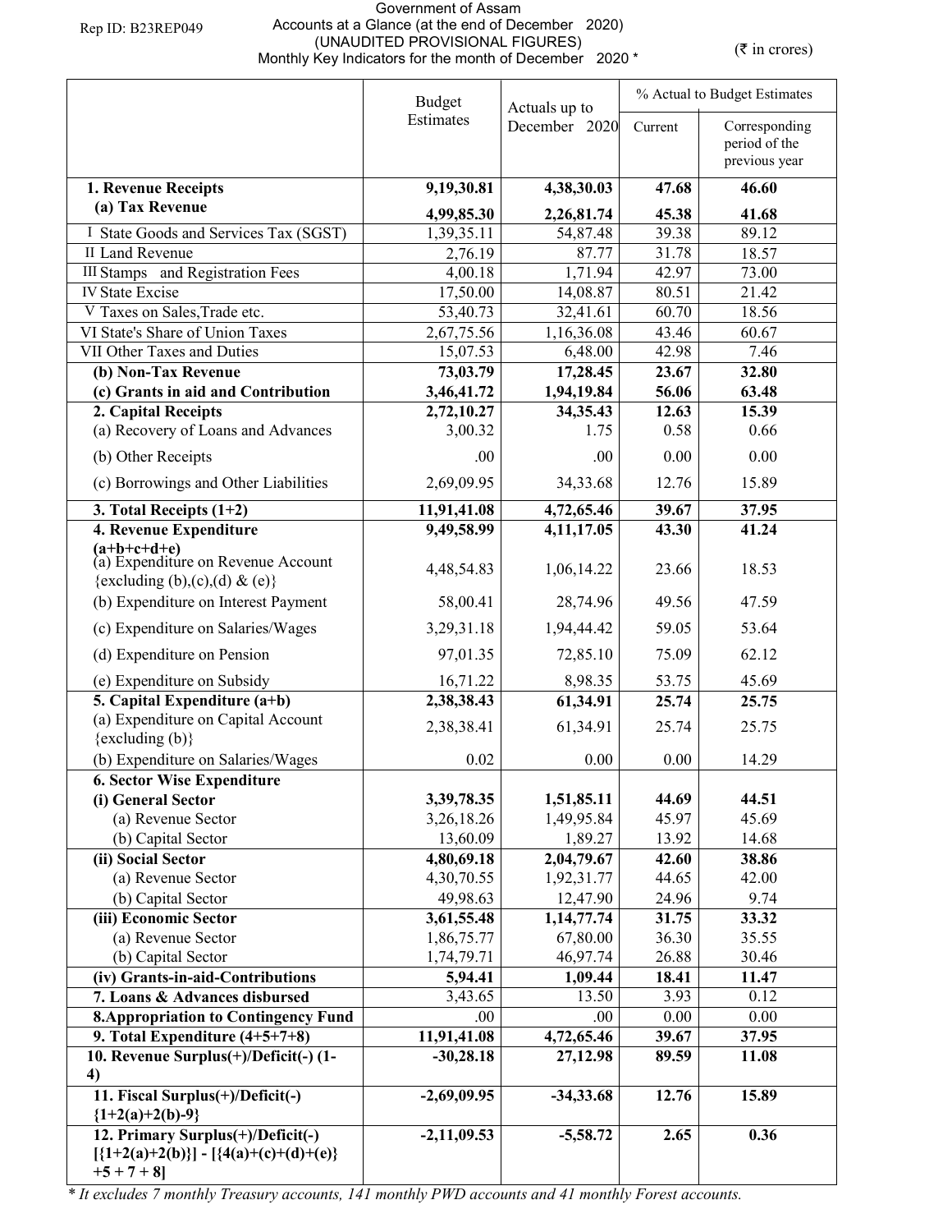Rep ID: B23REP049

Government of Assam
Accounts at a Glance (at the end of December 2020)
(UNAUDITED PROVISIONAL FIGURES)
Monthly Key Indicators for the month of December 2020 *

(₹ in crores)

| | Budget Estimates | Actuals up to December 2020 | % Actual to Budget Estimates | |
|---|---|---|---|---|
| | | | Current | Corresponding period of the previous year |
| **1. Revenue Receipts** | **9,19,30.81** | **4,38,30.03** | **47.68** | **46.60** |
| **(a) Tax Revenue** | **4,99,85.30** | **2,26,81.74** | **45.38** | **41.68** |
| I State Goods and Services Tax (SGST) | 1,39,35.11 | 54,87.48 | 39.38 | 89.12 |
| II Land Revenue | 2,76.19 | 87.77 | 31.78 | 18.57 |
| III Stamps and Registration Fees | 4,00.18 | 1,71.94 | 42.97 | 73.00 |
| IV State Excise | 17,50.00 | 14,08.87 | 80.51 | 21.42 |
| V Taxes on Sales,Trade etc. | 53,40.73 | 32,41.61 | 60.70 | 18.56 |
| VI State's Share of Union Taxes | 2,67,75.56 | 1,16,36.08 | 43.46 | 60.67 |
| VII Other Taxes and Duties | 15,07.53 | 6,48.00 | 42.98 | 7.46 |
| **(b) Non-Tax Revenue** | **73,03.79** | **17,28.45** | **23.67** | **32.80** |
| **(c) Grants in aid and Contribution** | **3,46,41.72** | **1,94,19.84** | **56.06** | **63.48** |
| **2. Capital Receipts** | **2,72,10.27** | **34,35.43** | **12.63** | **15.39** |
| (a) Recovery of Loans and Advances | 3,00.32 | 1.75 | 0.58 | 0.66 |
| (b) Other Receipts | .00 | .00 | 0.00 | 0.00 |
| (c) Borrowings and Other Liabilities | 2,69,09.95 | 34,33.68 | 12.76 | 15.89 |
| **3. Total Receipts (1+2)** | **11,91,41.08** | **4,72,65.46** | **39.67** | **37.95** |
| **4. Revenue Expenditure (a+b+c+d+e)** | **9,49,58.99** | **4,11,17.05** | **43.30** | **41.24** |
| (a) Expenditure on Revenue Account {excluding (b),(c),(d) & (e)} | 4,48,54.83 | 1,06,14.22 | 23.66 | 18.53 |
| (b) Expenditure on Interest Payment | 58,00.41 | 28,74.96 | 49.56 | 47.59 |
| (c) Expenditure on Salaries/Wages | 3,29,31.18 | 1,94,44.42 | 59.05 | 53.64 |
| (d) Expenditure on Pension | 97,01.35 | 72,85.10 | 75.09 | 62.12 |
| (e) Expenditure on Subsidy | 16,71.22 | 8,98.35 | 53.75 | 45.69 |
| **5. Capital Expenditure (a+b)** | **2,38,38.43** | **61,34.91** | **25.74** | **25.75** |
| (a) Expenditure on Capital Account {excluding (b)} | 2,38,38.41 | 61,34.91 | 25.74 | 25.75 |
| (b) Expenditure on Salaries/Wages | 0.02 | 0.00 | 0.00 | 14.29 |
| **6. Sector Wise Expenditure** | | | | |
| **(i) General Sector** | **3,39,78.35** | **1,51,85.11** | **44.69** | **44.51** |
| (a) Revenue Sector | 3,26,18.26 | 1,49,95.84 | 45.97 | 45.69 |
| (b) Capital Sector | 13,60.09 | 1,89.27 | 13.92 | 14.68 |
| **(ii) Social Sector** | **4,80,69.18** | **2,04,79.67** | **42.60** | **38.86** |
| (a) Revenue Sector | 4,30,70.55 | 1,92,31.77 | 44.65 | 42.00 |
| (b) Capital Sector | 49,98.63 | 12,47.90 | 24.96 | 9.74 |
| **(iii) Economic Sector** | **3,61,55.48** | **1,14,77.74** | **31.75** | **33.32** |
| (a) Revenue Sector | 1,86,75.77 | 67,80.00 | 36.30 | 35.55 |
| (b) Capital Sector | 1,74,79.71 | 46,97.74 | 26.88 | 30.46 |
| **(iv) Grants-in-aid-Contributions** | **5,94.41** | **1,09.44** | **18.41** | **11.47** |
| **7. Loans & Advances disbursed** | 3,43.65 | 13.50 | 3.93 | 0.12 |
| **8.Appropriation to Contingency Fund** | .00 | .00 | 0.00 | 0.00 |
| **9. Total Expenditure (4+5+7+8)** | **11,91,41.08** | **4,72,65.46** | **39.67** | **37.95** |
| **10. Revenue Surplus(+)/Deficit(-) (1-4)** | **-30,28.18** | **27,12.98** | **89.59** | **11.08** |
| **11. Fiscal Surplus(+)/Deficit(-) {1+2(a)+2(b)-9}** | **-2,69,09.95** | **-34,33.68** | **12.76** | **15.89** |
| **12. Primary Surplus(+)/Deficit(-) [{1+2(a)+2(b)}] - [{4(a)+(c)+(d)+(e)} +5 + 7 + 8]** | **-2,11,09.53** | **-5,58.72** | **2.65** | **0.36** |

*\* It excludes 7 monthly Treasury accounts, 141 monthly PWD accounts and 41 monthly Forest accounts.*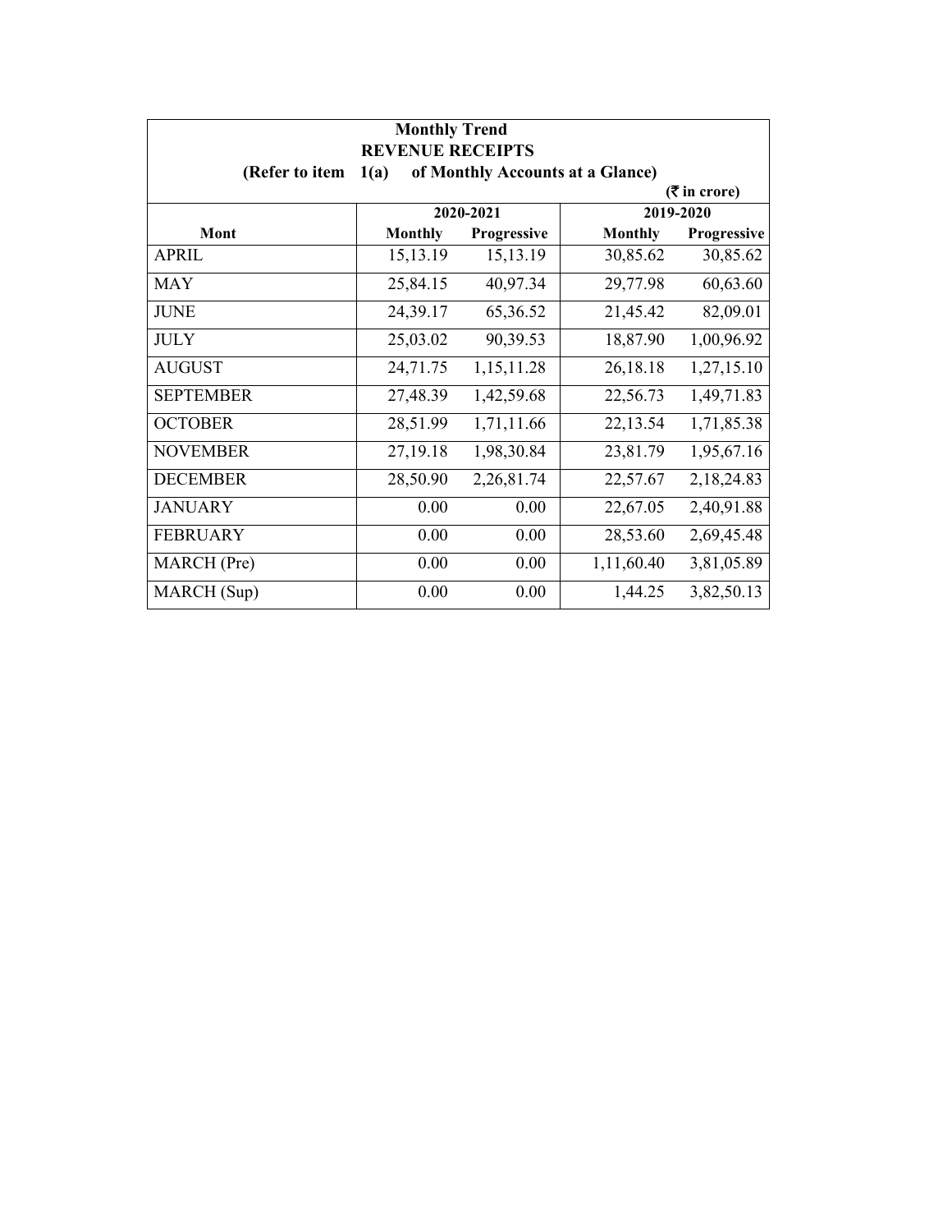**Monthly Trend**

**REVENUE RECEIPTS**

**(Refer to item 1(a) of Monthly Accounts at a Glance)**

**(₹ in crore)**

| Mont | 2020-2021 | | 2019-2020 | |
|---|---|---|---|---|
| | Monthly | Progressive | Monthly | Progressive |
| APRIL | 15,13.19 | 15,13.19 | 30,85.62 | 30,85.62 |
| MAY | 25,84.15 | 40,97.34 | 29,77.98 | 60,63.60 |
| JUNE | 24,39.17 | 65,36.52 | 21,45.42 | 82,09.01 |
| JULY | 25,03.02 | 90,39.53 | 18,87.90 | 1,00,96.92 |
| AUGUST | 24,71.75 | 1,15,11.28 | 26,18.18 | 1,27,15.10 |
| SEPTEMBER | 27,48.39 | 1,42,59.68 | 22,56.73 | 1,49,71.83 |
| OCTOBER | 28,51.99 | 1,71,11.66 | 22,13.54 | 1,71,85.38 |
| NOVEMBER | 27,19.18 | 1,98,30.84 | 23,81.79 | 1,95,67.16 |
| DECEMBER | 28,50.90 | 2,26,81.74 | 22,57.67 | 2,18,24.83 |
| JANUARY | 0.00 | 0.00 | 22,67.05 | 2,40,91.88 |
| FEBRUARY | 0.00 | 0.00 | 28,53.60 | 2,69,45.48 |
| MARCH (Pre) | 0.00 | 0.00 | 1,11,60.40 | 3,81,05.89 |
| MARCH (Sup) | 0.00 | 0.00 | 1,44.25 | 3,82,50.13 |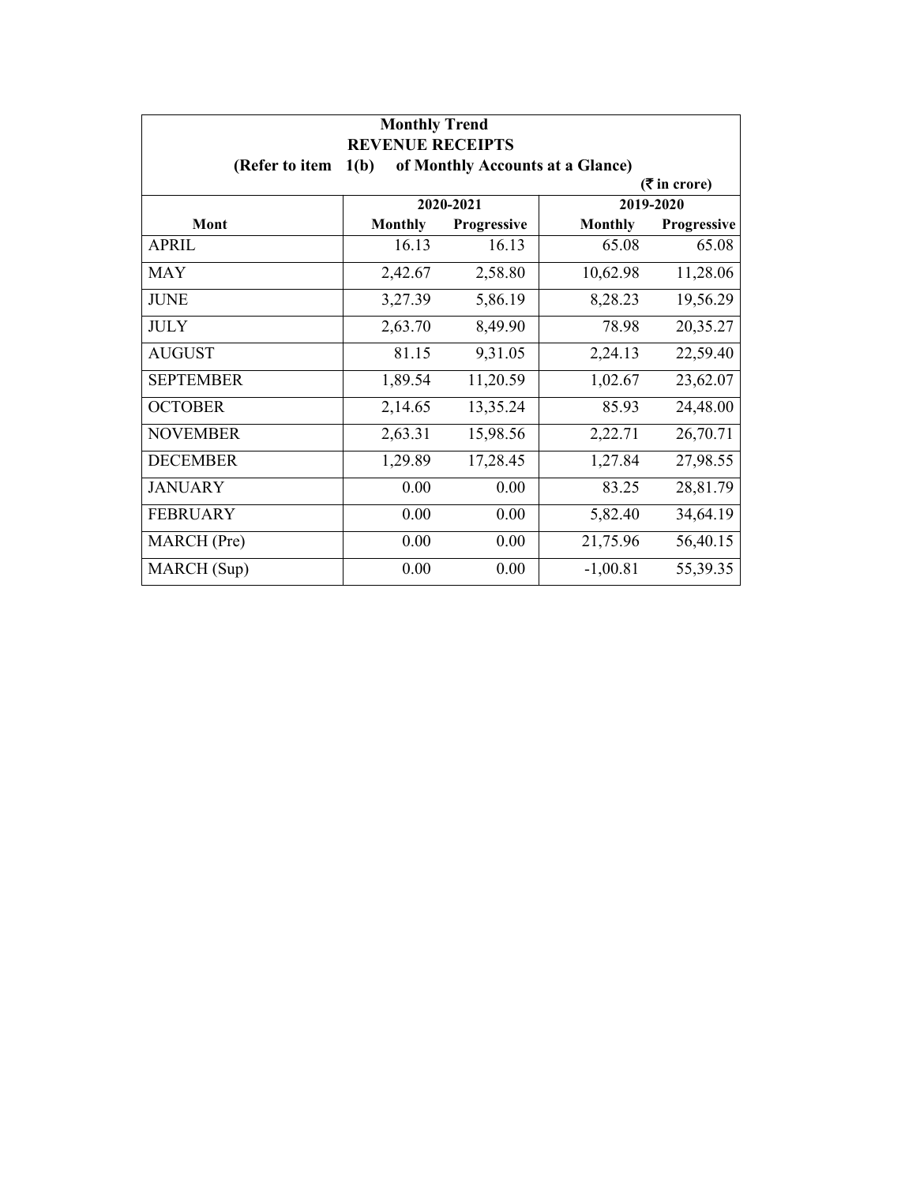**Monthly Trend**

**REVENUE RECEIPTS**

**(Refer to item 1(b) of Monthly Accounts at a Glance)**

**(₹ in crore)**

| Mont | 2020-2021 | | 2019-2020 | |
|---|---|---|---|---|
| | Monthly | Progressive | Monthly | Progressive |
| APRIL | 16.13 | 16.13 | 65.08 | 65.08 |
| MAY | 2,42.67 | 2,58.80 | 10,62.98 | 11,28.06 |
| JUNE | 3,27.39 | 5,86.19 | 8,28.23 | 19,56.29 |
| JULY | 2,63.70 | 8,49.90 | 78.98 | 20,35.27 |
| AUGUST | 81.15 | 9,31.05 | 2,24.13 | 22,59.40 |
| SEPTEMBER | 1,89.54 | 11,20.59 | 1,02.67 | 23,62.07 |
| OCTOBER | 2,14.65 | 13,35.24 | 85.93 | 24,48.00 |
| NOVEMBER | 2,63.31 | 15,98.56 | 2,22.71 | 26,70.71 |
| DECEMBER | 1,29.89 | 17,28.45 | 1,27.84 | 27,98.55 |
| JANUARY | 0.00 | 0.00 | 83.25 | 28,81.79 |
| FEBRUARY | 0.00 | 0.00 | 5,82.40 | 34,64.19 |
| MARCH (Pre) | 0.00 | 0.00 | 21,75.96 | 56,40.15 |
| MARCH (Sup) | 0.00 | 0.00 | -1,00.81 | 55,39.35 |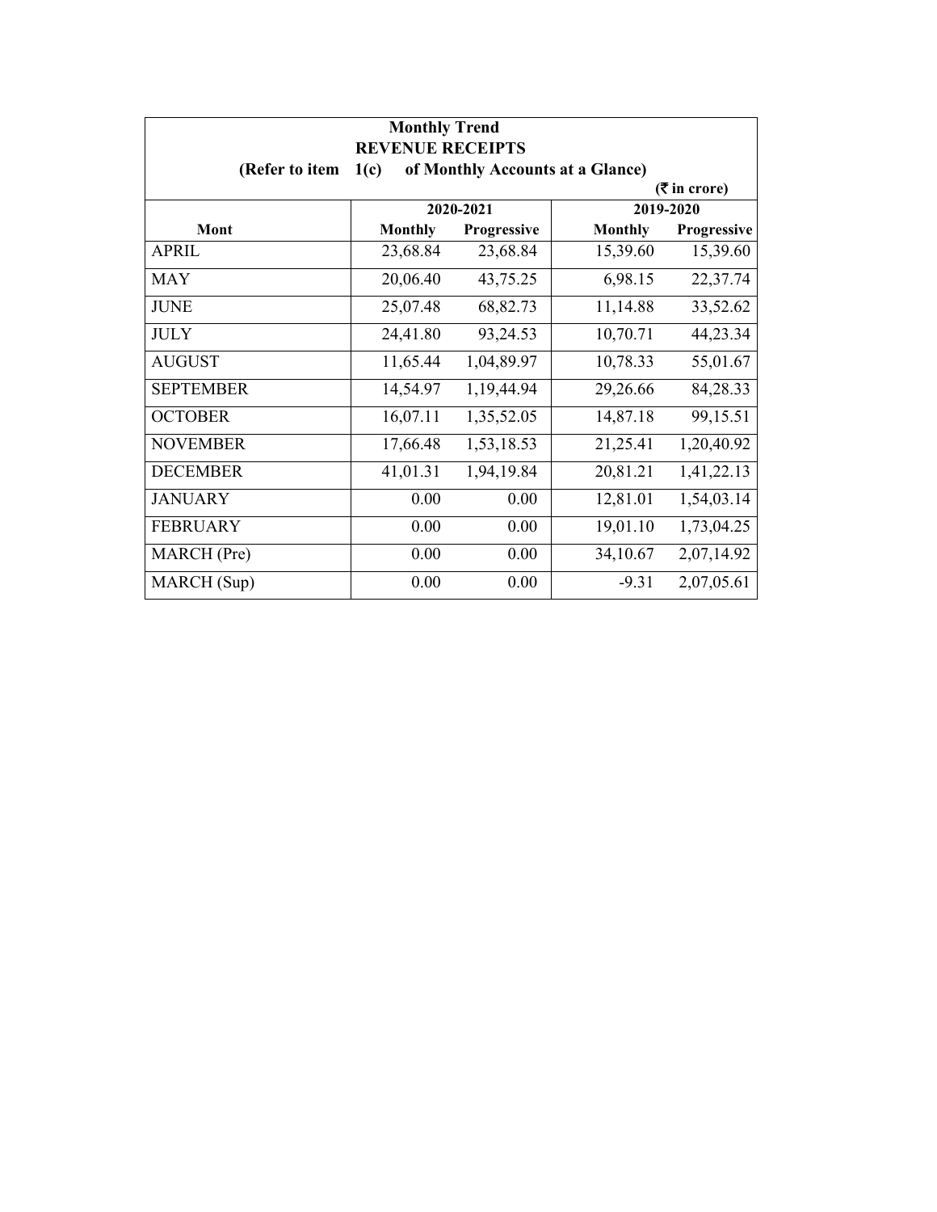**Monthly Trend**

**REVENUE RECEIPTS**

**(Refer to item 1(c) of Monthly Accounts at a Glance)**

**(₹ in crore)**

| Mont | 2020-2021 | | 2019-2020 | |
|---|---|---|---|---|
| | **Monthly** | **Progressive** | **Monthly** | **Progressive** |
| APRIL | 23,68.84 | 23,68.84 | 15,39.60 | 15,39.60 |
| MAY | 20,06.40 | 43,75.25 | 6,98.15 | 22,37.74 |
| JUNE | 25,07.48 | 68,82.73 | 11,14.88 | 33,52.62 |
| JULY | 24,41.80 | 93,24.53 | 10,70.71 | 44,23.34 |
| AUGUST | 11,65.44 | 1,04,89.97 | 10,78.33 | 55,01.67 |
| SEPTEMBER | 14,54.97 | 1,19,44.94 | 29,26.66 | 84,28.33 |
| OCTOBER | 16,07.11 | 1,35,52.05 | 14,87.18 | 99,15.51 |
| NOVEMBER | 17,66.48 | 1,53,18.53 | 21,25.41 | 1,20,40.92 |
| DECEMBER | 41,01.31 | 1,94,19.84 | 20,81.21 | 1,41,22.13 |
| JANUARY | 0.00 | 0.00 | 12,81.01 | 1,54,03.14 |
| FEBRUARY | 0.00 | 0.00 | 19,01.10 | 1,73,04.25 |
| MARCH (Pre) | 0.00 | 0.00 | 34,10.67 | 2,07,14.92 |
| MARCH (Sup) | 0.00 | 0.00 | -9.31 | 2,07,05.61 |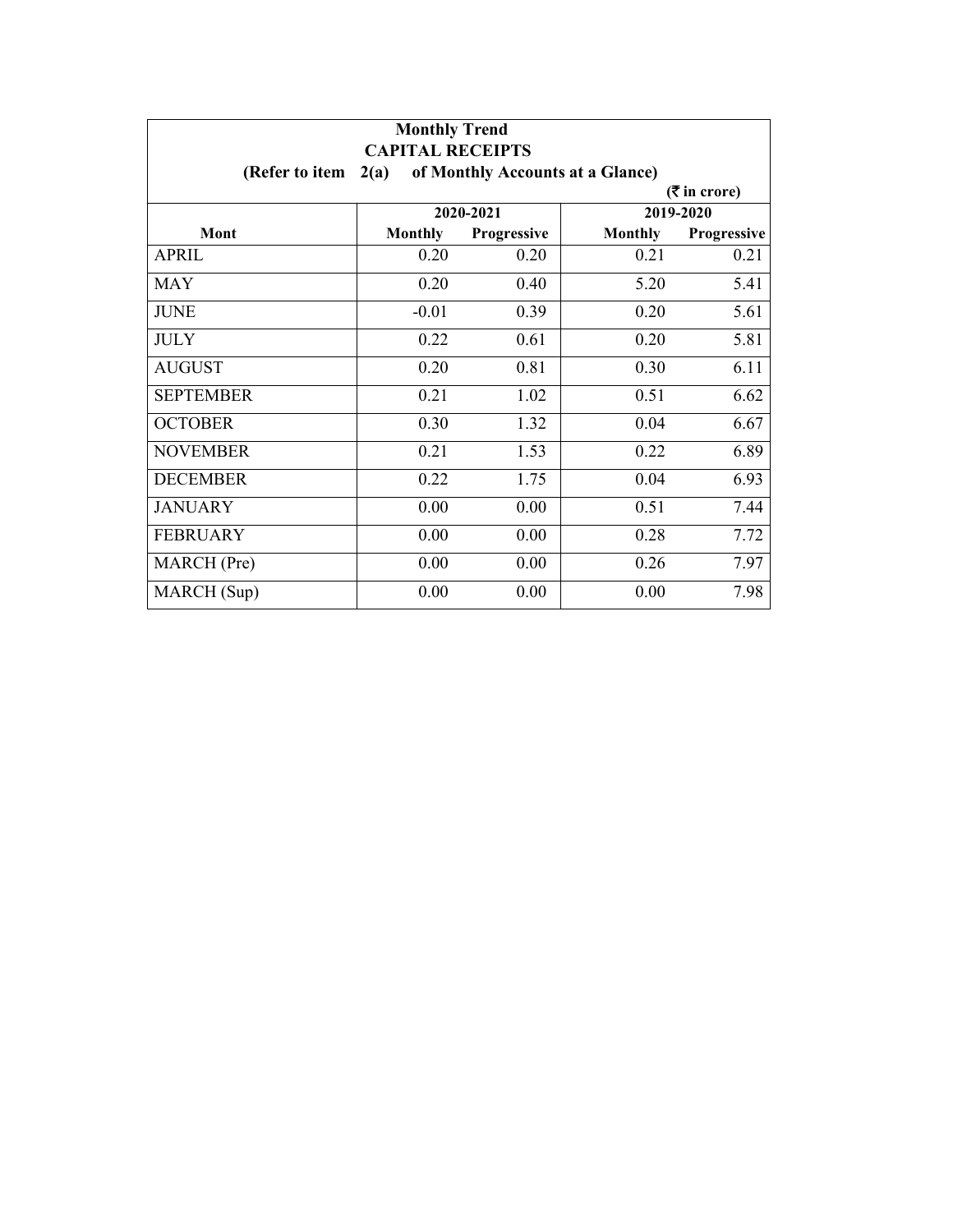**Monthly Trend**
**CAPITAL RECEIPTS**
**(Refer to item 2(a) of Monthly Accounts at a Glance)**

(₹ in crore)

| Mont | 2020-2021 | | 2019-2020 | |
|---|---|---|---|---|
| | Monthly | Progressive | Monthly | Progressive |
| APRIL | 0.20 | 0.20 | 0.21 | 0.21 |
| MAY | 0.20 | 0.40 | 5.20 | 5.41 |
| JUNE | -0.01 | 0.39 | 0.20 | 5.61 |
| JULY | 0.22 | 0.61 | 0.20 | 5.81 |
| AUGUST | 0.20 | 0.81 | 0.30 | 6.11 |
| SEPTEMBER | 0.21 | 1.02 | 0.51 | 6.62 |
| OCTOBER | 0.30 | 1.32 | 0.04 | 6.67 |
| NOVEMBER | 0.21 | 1.53 | 0.22 | 6.89 |
| DECEMBER | 0.22 | 1.75 | 0.04 | 6.93 |
| JANUARY | 0.00 | 0.00 | 0.51 | 7.44 |
| FEBRUARY | 0.00 | 0.00 | 0.28 | 7.72 |
| MARCH (Pre) | 0.00 | 0.00 | 0.26 | 7.97 |
| MARCH (Sup) | 0.00 | 0.00 | 0.00 | 7.98 |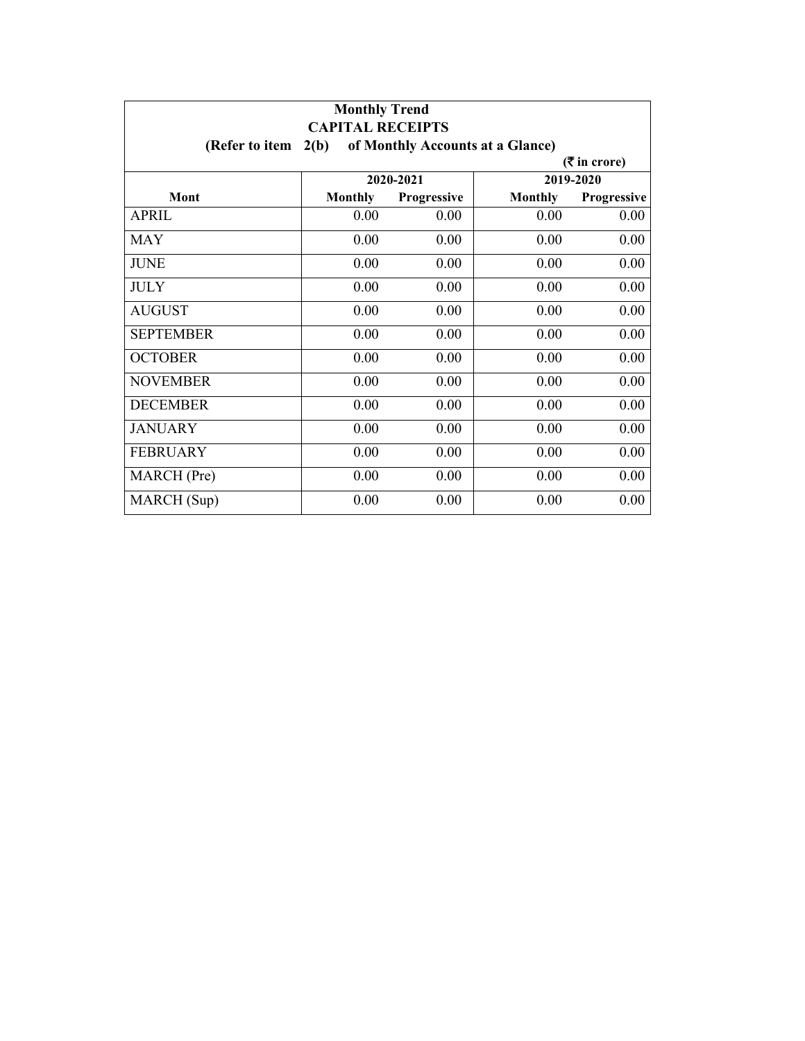**Monthly Trend**

**CAPITAL RECEIPTS**

**(Refer to item 2(b) of Monthly Accounts at a Glance)**

**(₹ in crore)**

| Mont | 2020-2021 | | 2019-2020 | |
|---|---|---|---|---|
| | Monthly | Progressive | Monthly | Progressive |
| APRIL | 0.00 | 0.00 | 0.00 | 0.00 |
| MAY | 0.00 | 0.00 | 0.00 | 0.00 |
| JUNE | 0.00 | 0.00 | 0.00 | 0.00 |
| JULY | 0.00 | 0.00 | 0.00 | 0.00 |
| AUGUST | 0.00 | 0.00 | 0.00 | 0.00 |
| SEPTEMBER | 0.00 | 0.00 | 0.00 | 0.00 |
| OCTOBER | 0.00 | 0.00 | 0.00 | 0.00 |
| NOVEMBER | 0.00 | 0.00 | 0.00 | 0.00 |
| DECEMBER | 0.00 | 0.00 | 0.00 | 0.00 |
| JANUARY | 0.00 | 0.00 | 0.00 | 0.00 |
| FEBRUARY | 0.00 | 0.00 | 0.00 | 0.00 |
| MARCH (Pre) | 0.00 | 0.00 | 0.00 | 0.00 |
| MARCH (Sup) | 0.00 | 0.00 | 0.00 | 0.00 |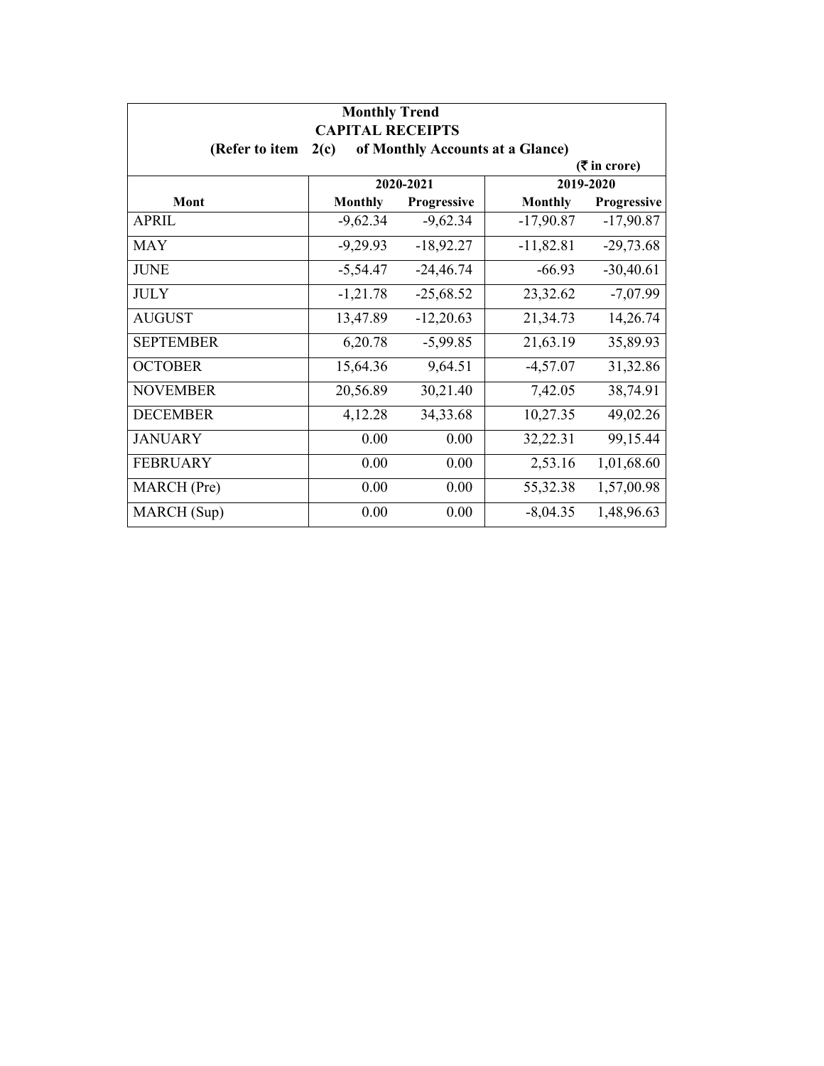**Monthly Trend**
**CAPITAL RECEIPTS**
**(Refer to item 2(c) of Monthly Accounts at a Glance)**

**(₹ in crore)**

| Mont | 2020-2021 | | 2019-2020 | |
|---|---|---|---|---|
| | Monthly | Progressive | Monthly | Progressive |
| APRIL | -9,62.34 | -9,62.34 | -17,90.87 | -17,90.87 |
| MAY | -9,29.93 | -18,92.27 | -11,82.81 | -29,73.68 |
| JUNE | -5,54.47 | -24,46.74 | -66.93 | -30,40.61 |
| JULY | -1,21.78 | -25,68.52 | 23,32.62 | -7,07.99 |
| AUGUST | 13,47.89 | -12,20.63 | 21,34.73 | 14,26.74 |
| SEPTEMBER | 6,20.78 | -5,99.85 | 21,63.19 | 35,89.93 |
| OCTOBER | 15,64.36 | 9,64.51 | -4,57.07 | 31,32.86 |
| NOVEMBER | 20,56.89 | 30,21.40 | 7,42.05 | 38,74.91 |
| DECEMBER | 4,12.28 | 34,33.68 | 10,27.35 | 49,02.26 |
| JANUARY | 0.00 | 0.00 | 32,22.31 | 99,15.44 |
| FEBRUARY | 0.00 | 0.00 | 2,53.16 | 1,01,68.60 |
| MARCH (Pre) | 0.00 | 0.00 | 55,32.38 | 1,57,00.98 |
| MARCH (Sup) | 0.00 | 0.00 | -8,04.35 | 1,48,96.63 |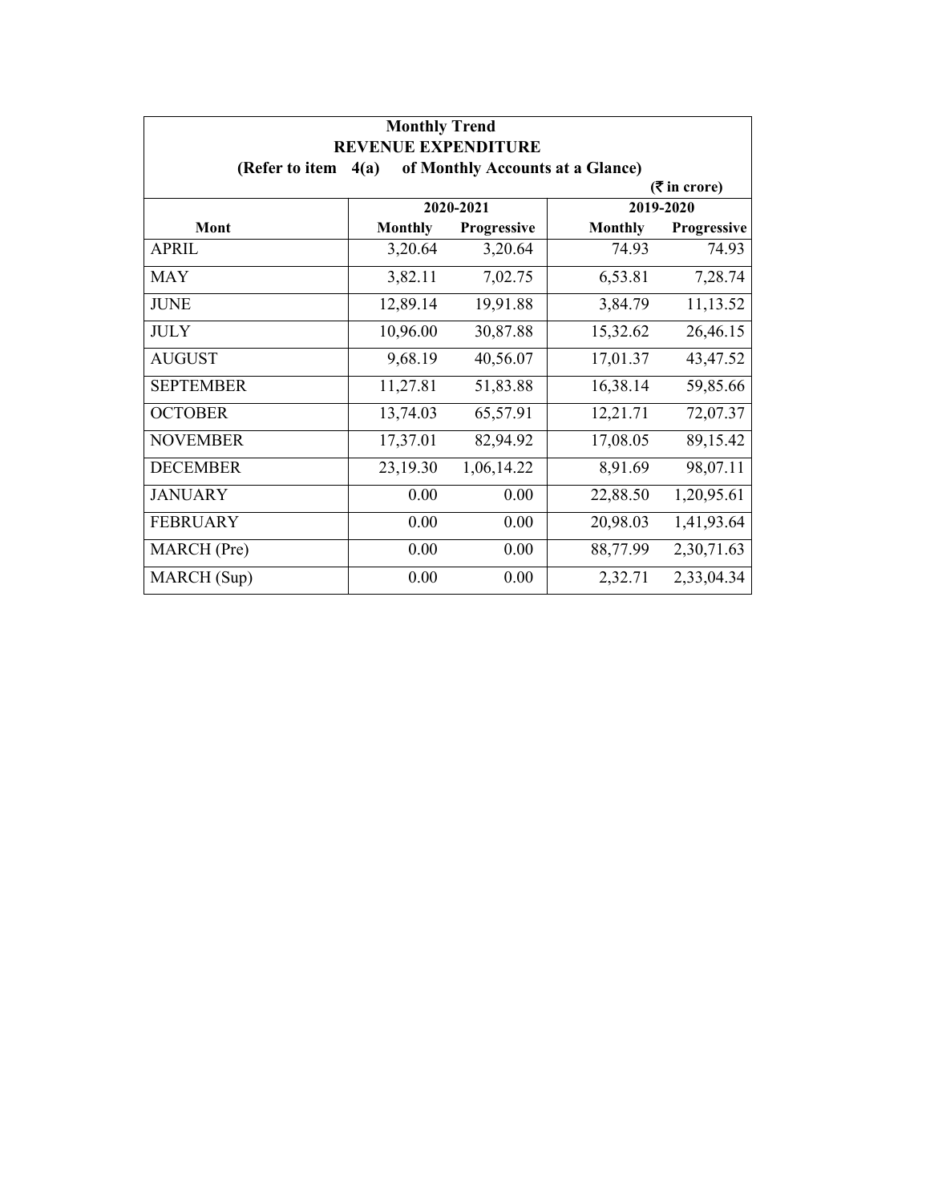**Monthly Trend**

**REVENUE EXPENDITURE**

**(Refer to item 4(a) of Monthly Accounts at a Glance)**

**(₹ in crore)**

| Mont | 2020-2021 | | 2019-2020 | |
|---|---|---|---|---|
| | Monthly | Progressive | Monthly | Progressive |
| APRIL | 3,20.64 | 3,20.64 | 74.93 | 74.93 |
| MAY | 3,82.11 | 7,02.75 | 6,53.81 | 7,28.74 |
| JUNE | 12,89.14 | 19,91.88 | 3,84.79 | 11,13.52 |
| JULY | 10,96.00 | 30,87.88 | 15,32.62 | 26,46.15 |
| AUGUST | 9,68.19 | 40,56.07 | 17,01.37 | 43,47.52 |
| SEPTEMBER | 11,27.81 | 51,83.88 | 16,38.14 | 59,85.66 |
| OCTOBER | 13,74.03 | 65,57.91 | 12,21.71 | 72,07.37 |
| NOVEMBER | 17,37.01 | 82,94.92 | 17,08.05 | 89,15.42 |
| DECEMBER | 23,19.30 | 1,06,14.22 | 8,91.69 | 98,07.11 |
| JANUARY | 0.00 | 0.00 | 22,88.50 | 1,20,95.61 |
| FEBRUARY | 0.00 | 0.00 | 20,98.03 | 1,41,93.64 |
| MARCH (Pre) | 0.00 | 0.00 | 88,77.99 | 2,30,71.63 |
| MARCH (Sup) | 0.00 | 0.00 | 2,32.71 | 2,33,04.34 |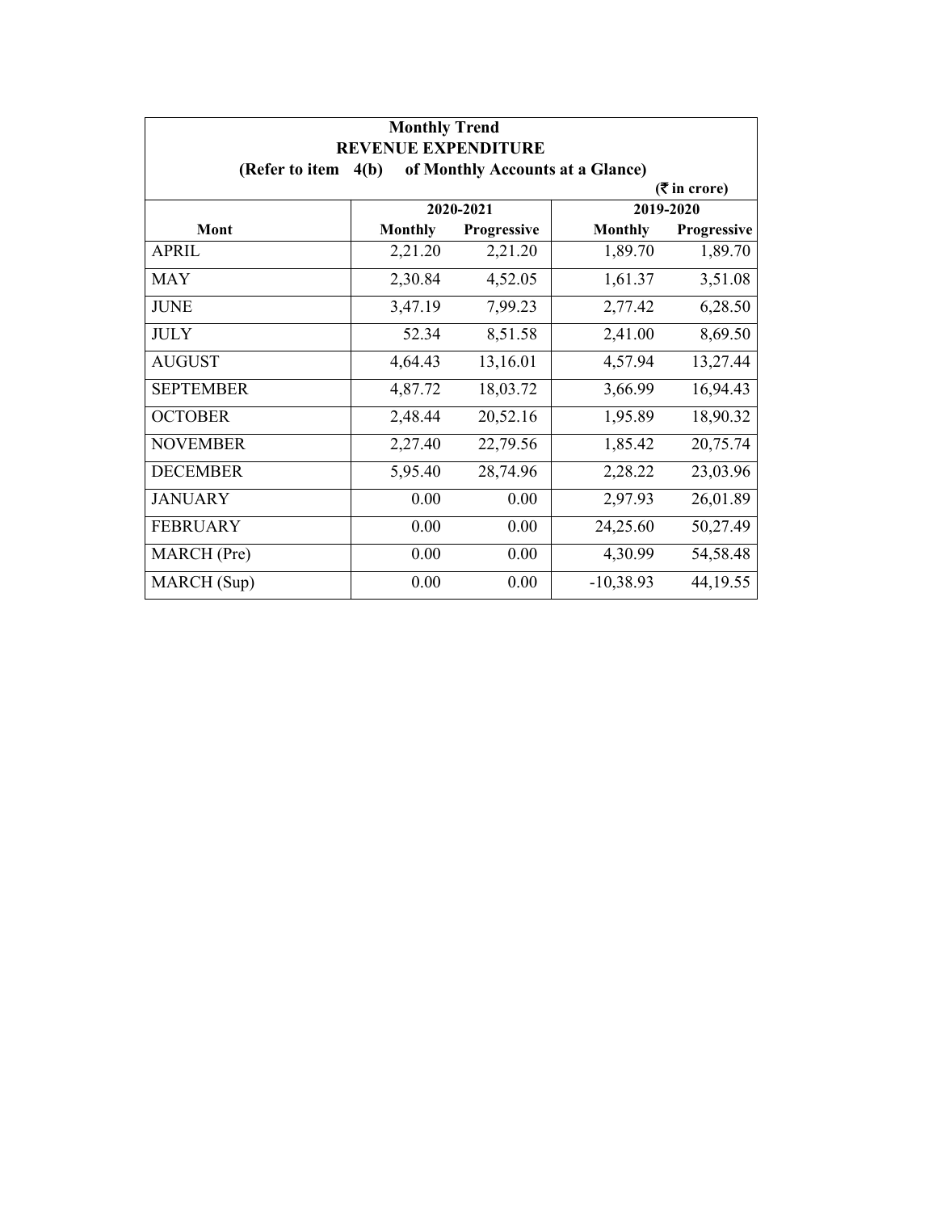**Monthly Trend**
**REVENUE EXPENDITURE**
**(Refer to item 4(b) of Monthly Accounts at a Glance)**

**(₹ in crore)**

| Mont | 2020-2021 | | 2019-2020 | |
|---|---|---|---|---|
| | **Monthly** | **Progressive** | **Monthly** | **Progressive** |
| APRIL | 2,21.20 | 2,21.20 | 1,89.70 | 1,89.70 |
| MAY | 2,30.84 | 4,52.05 | 1,61.37 | 3,51.08 |
| JUNE | 3,47.19 | 7,99.23 | 2,77.42 | 6,28.50 |
| JULY | 52.34 | 8,51.58 | 2,41.00 | 8,69.50 |
| AUGUST | 4,64.43 | 13,16.01 | 4,57.94 | 13,27.44 |
| SEPTEMBER | 4,87.72 | 18,03.72 | 3,66.99 | 16,94.43 |
| OCTOBER | 2,48.44 | 20,52.16 | 1,95.89 | 18,90.32 |
| NOVEMBER | 2,27.40 | 22,79.56 | 1,85.42 | 20,75.74 |
| DECEMBER | 5,95.40 | 28,74.96 | 2,28.22 | 23,03.96 |
| JANUARY | 0.00 | 0.00 | 2,97.93 | 26,01.89 |
| FEBRUARY | 0.00 | 0.00 | 24,25.60 | 50,27.49 |
| MARCH (Pre) | 0.00 | 0.00 | 4,30.99 | 54,58.48 |
| MARCH (Sup) | 0.00 | 0.00 | -10,38.93 | 44,19.55 |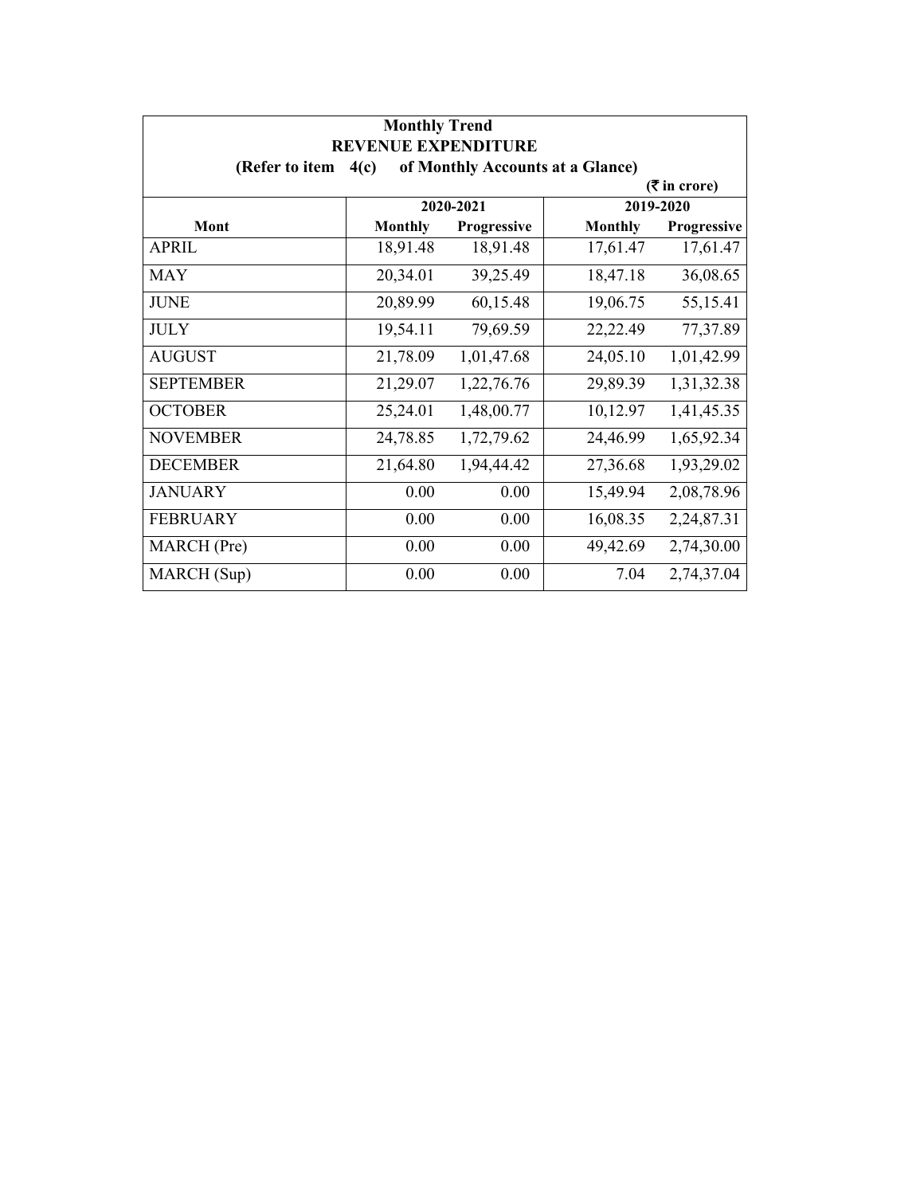**Monthly Trend**
**REVENUE EXPENDITURE**
**(Refer to item 4(c) of Monthly Accounts at a Glance)**

**(₹ in crore)**

| Mont | 2020-2021 | | 2019-2020 | |
|---|---|---|---|---|
| | Monthly | Progressive | Monthly | Progressive |
| APRIL | 18,91.48 | 18,91.48 | 17,61.47 | 17,61.47 |
| MAY | 20,34.01 | 39,25.49 | 18,47.18 | 36,08.65 |
| JUNE | 20,89.99 | 60,15.48 | 19,06.75 | 55,15.41 |
| JULY | 19,54.11 | 79,69.59 | 22,22.49 | 77,37.89 |
| AUGUST | 21,78.09 | 1,01,47.68 | 24,05.10 | 1,01,42.99 |
| SEPTEMBER | 21,29.07 | 1,22,76.76 | 29,89.39 | 1,31,32.38 |
| OCTOBER | 25,24.01 | 1,48,00.77 | 10,12.97 | 1,41,45.35 |
| NOVEMBER | 24,78.85 | 1,72,79.62 | 24,46.99 | 1,65,92.34 |
| DECEMBER | 21,64.80 | 1,94,44.42 | 27,36.68 | 1,93,29.02 |
| JANUARY | 0.00 | 0.00 | 15,49.94 | 2,08,78.96 |
| FEBRUARY | 0.00 | 0.00 | 16,08.35 | 2,24,87.31 |
| MARCH (Pre) | 0.00 | 0.00 | 49,42.69 | 2,74,30.00 |
| MARCH (Sup) | 0.00 | 0.00 | 7.04 | 2,74,37.04 |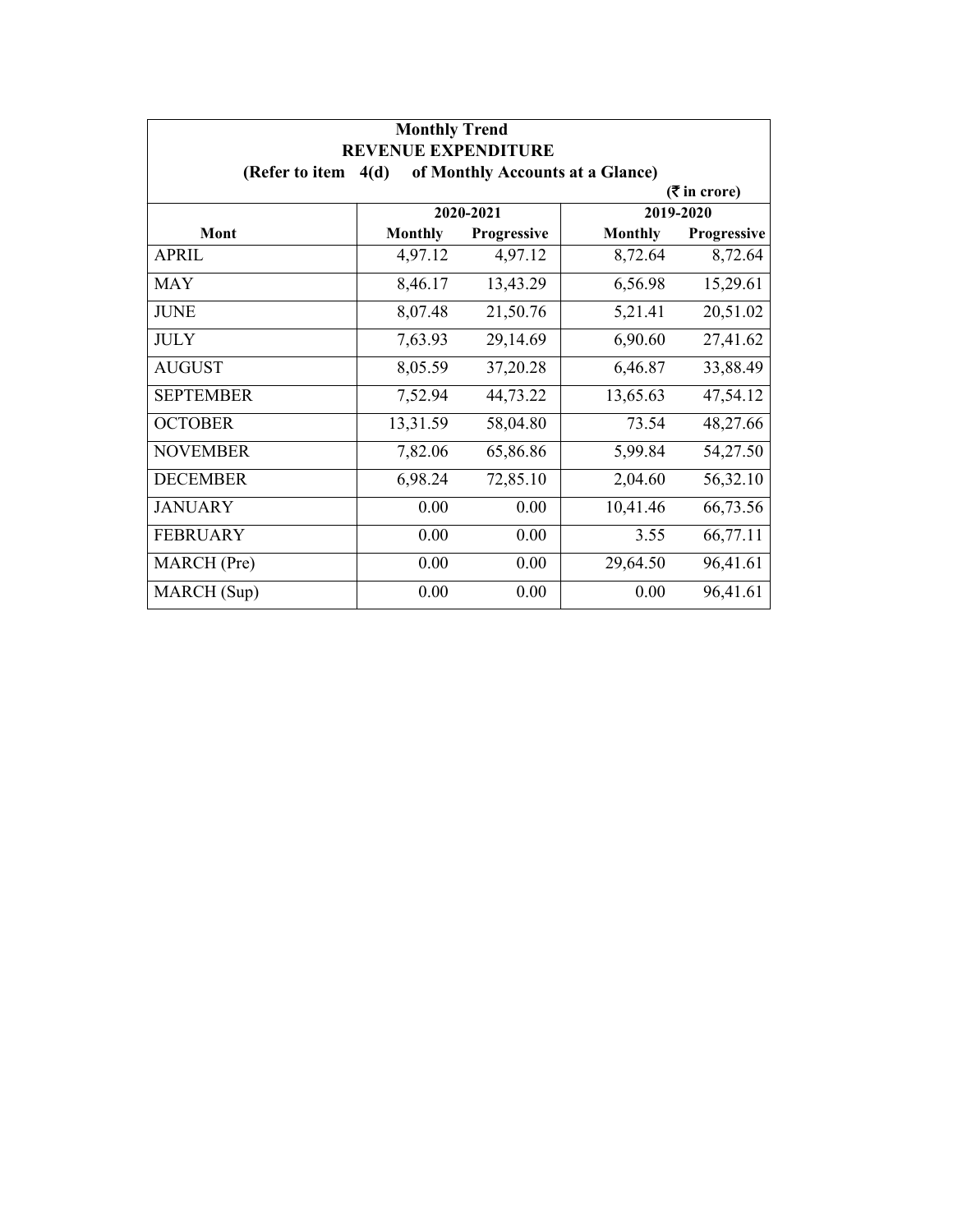**Monthly Trend**

**REVENUE EXPENDITURE**

**(Refer to item 4(d) of Monthly Accounts at a Glance)**

**(₹ in crore)**

| Mont | 2020-2021 | | 2019-2020 | |
|---|---|---|---|---|
| | Monthly | Progressive | Monthly | Progressive |
| APRIL | 4,97.12 | 4,97.12 | 8,72.64 | 8,72.64 |
| MAY | 8,46.17 | 13,43.29 | 6,56.98 | 15,29.61 |
| JUNE | 8,07.48 | 21,50.76 | 5,21.41 | 20,51.02 |
| JULY | 7,63.93 | 29,14.69 | 6,90.60 | 27,41.62 |
| AUGUST | 8,05.59 | 37,20.28 | 6,46.87 | 33,88.49 |
| SEPTEMBER | 7,52.94 | 44,73.22 | 13,65.63 | 47,54.12 |
| OCTOBER | 13,31.59 | 58,04.80 | 73.54 | 48,27.66 |
| NOVEMBER | 7,82.06 | 65,86.86 | 5,99.84 | 54,27.50 |
| DECEMBER | 6,98.24 | 72,85.10 | 2,04.60 | 56,32.10 |
| JANUARY | 0.00 | 0.00 | 10,41.46 | 66,73.56 |
| FEBRUARY | 0.00 | 0.00 | 3.55 | 66,77.11 |
| MARCH (Pre) | 0.00 | 0.00 | 29,64.50 | 96,41.61 |
| MARCH (Sup) | 0.00 | 0.00 | 0.00 | 96,41.61 |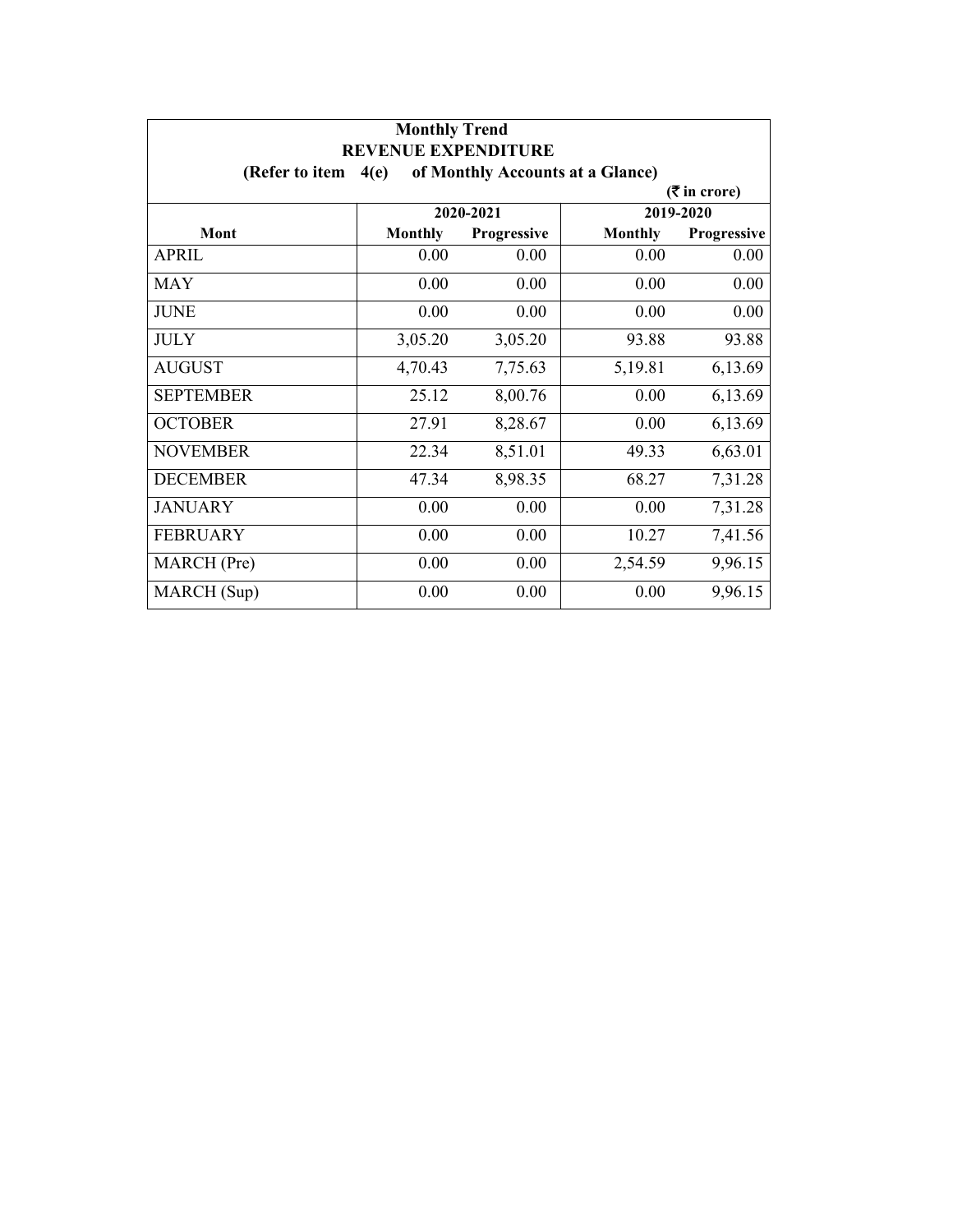**Monthly Trend**

**REVENUE EXPENDITURE**

**(Refer to item 4(e) of Monthly Accounts at a Glance)**

**(₹ in crore)**

| Mont | 2020-2021 | | 2019-2020 | |
|---|---|---|---|---|
| | Monthly | Progressive | Monthly | Progressive |
| APRIL | 0.00 | 0.00 | 0.00 | 0.00 |
| MAY | 0.00 | 0.00 | 0.00 | 0.00 |
| JUNE | 0.00 | 0.00 | 0.00 | 0.00 |
| JULY | 3,05.20 | 3,05.20 | 93.88 | 93.88 |
| AUGUST | 4,70.43 | 7,75.63 | 5,19.81 | 6,13.69 |
| SEPTEMBER | 25.12 | 8,00.76 | 0.00 | 6,13.69 |
| OCTOBER | 27.91 | 8,28.67 | 0.00 | 6,13.69 |
| NOVEMBER | 22.34 | 8,51.01 | 49.33 | 6,63.01 |
| DECEMBER | 47.34 | 8,98.35 | 68.27 | 7,31.28 |
| JANUARY | 0.00 | 0.00 | 0.00 | 7,31.28 |
| FEBRUARY | 0.00 | 0.00 | 10.27 | 7,41.56 |
| MARCH (Pre) | 0.00 | 0.00 | 2,54.59 | 9,96.15 |
| MARCH (Sup) | 0.00 | 0.00 | 0.00 | 9,96.15 |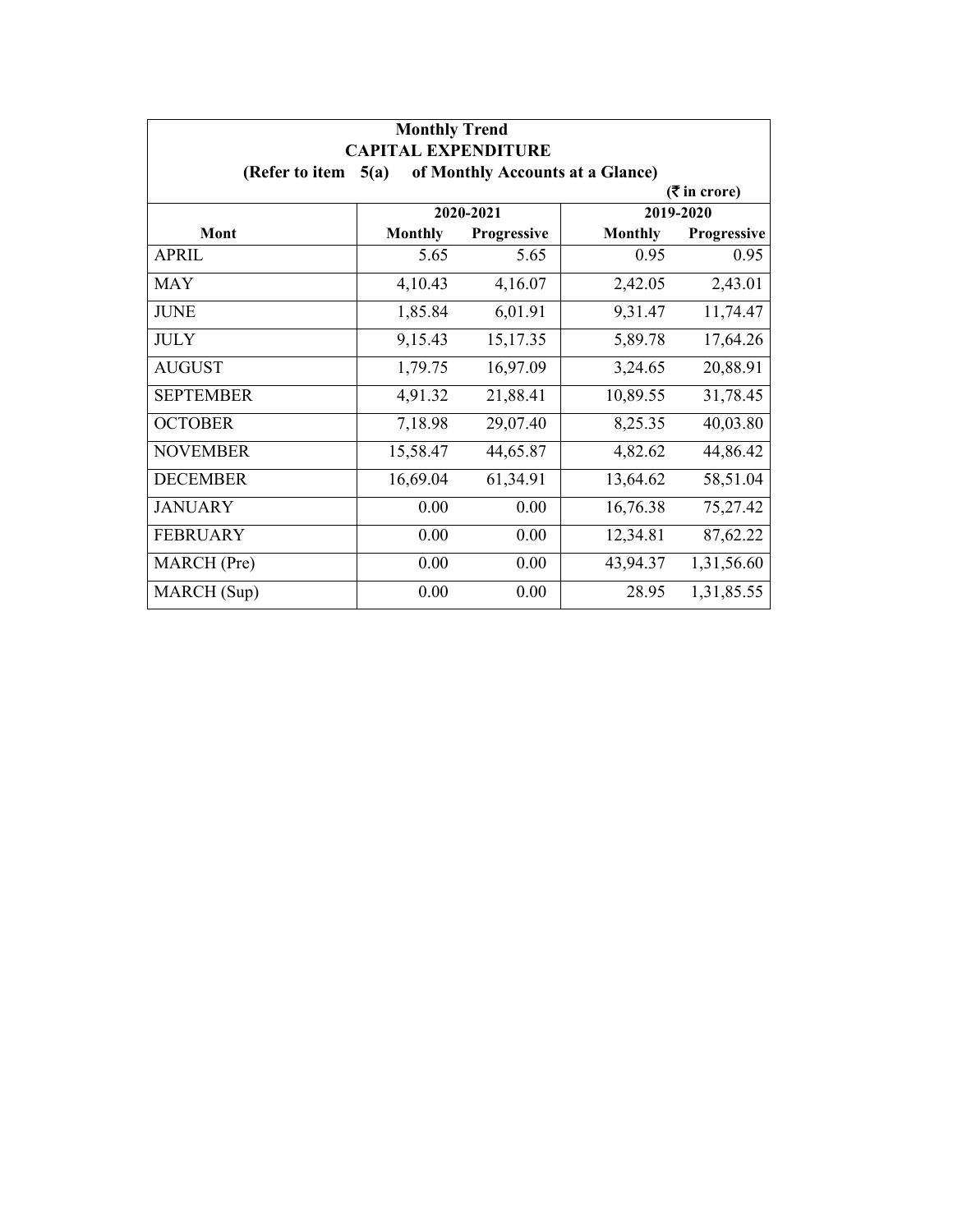**Monthly Trend**

**CAPITAL EXPENDITURE**

**(Refer to item 5(a) of Monthly Accounts at a Glance)**

**(₹ in crore)**

| Mont | 2020-2021 | | 2019-2020 | |
|---|---|---|---|---|
| | Monthly | Progressive | Monthly | Progressive |
| APRIL | 5.65 | 5.65 | 0.95 | 0.95 |
| MAY | 4,10.43 | 4,16.07 | 2,42.05 | 2,43.01 |
| JUNE | 1,85.84 | 6,01.91 | 9,31.47 | 11,74.47 |
| JULY | 9,15.43 | 15,17.35 | 5,89.78 | 17,64.26 |
| AUGUST | 1,79.75 | 16,97.09 | 3,24.65 | 20,88.91 |
| SEPTEMBER | 4,91.32 | 21,88.41 | 10,89.55 | 31,78.45 |
| OCTOBER | 7,18.98 | 29,07.40 | 8,25.35 | 40,03.80 |
| NOVEMBER | 15,58.47 | 44,65.87 | 4,82.62 | 44,86.42 |
| DECEMBER | 16,69.04 | 61,34.91 | 13,64.62 | 58,51.04 |
| JANUARY | 0.00 | 0.00 | 16,76.38 | 75,27.42 |
| FEBRUARY | 0.00 | 0.00 | 12,34.81 | 87,62.22 |
| MARCH (Pre) | 0.00 | 0.00 | 43,94.37 | 1,31,56.60 |
| MARCH (Sup) | 0.00 | 0.00 | 28.95 | 1,31,85.55 |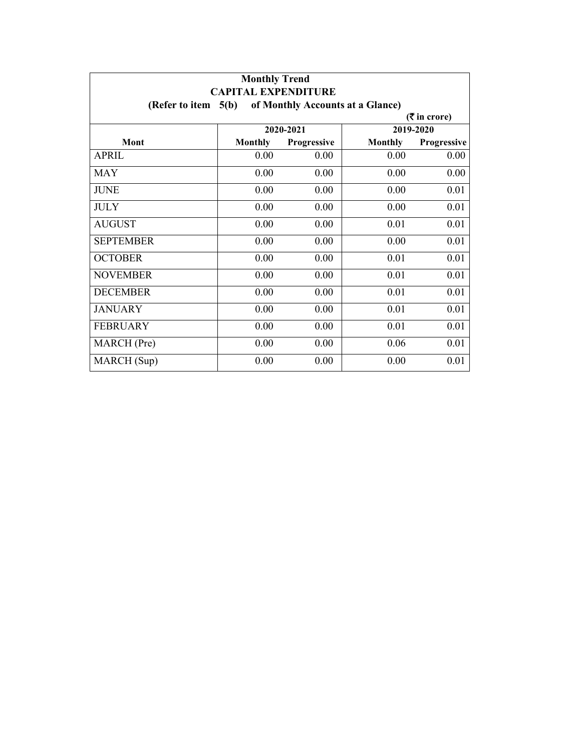**Monthly Trend**

**CAPITAL EXPENDITURE**

**(Refer to item 5(b) of Monthly Accounts at a Glance)**

**(₹ in crore)**

| Mont | 2020-2021 | | 2019-2020 | |
|---|---|---|---|---|
| | **Monthly** | **Progressive** | **Monthly** | **Progressive** |
| APRIL | 0.00 | 0.00 | 0.00 | 0.00 |
| MAY | 0.00 | 0.00 | 0.00 | 0.00 |
| JUNE | 0.00 | 0.00 | 0.00 | 0.01 |
| JULY | 0.00 | 0.00 | 0.00 | 0.01 |
| AUGUST | 0.00 | 0.00 | 0.01 | 0.01 |
| SEPTEMBER | 0.00 | 0.00 | 0.00 | 0.01 |
| OCTOBER | 0.00 | 0.00 | 0.01 | 0.01 |
| NOVEMBER | 0.00 | 0.00 | 0.01 | 0.01 |
| DECEMBER | 0.00 | 0.00 | 0.01 | 0.01 |
| JANUARY | 0.00 | 0.00 | 0.01 | 0.01 |
| FEBRUARY | 0.00 | 0.00 | 0.01 | 0.01 |
| MARCH (Pre) | 0.00 | 0.00 | 0.06 | 0.01 |
| MARCH (Sup) | 0.00 | 0.00 | 0.00 | 0.01 |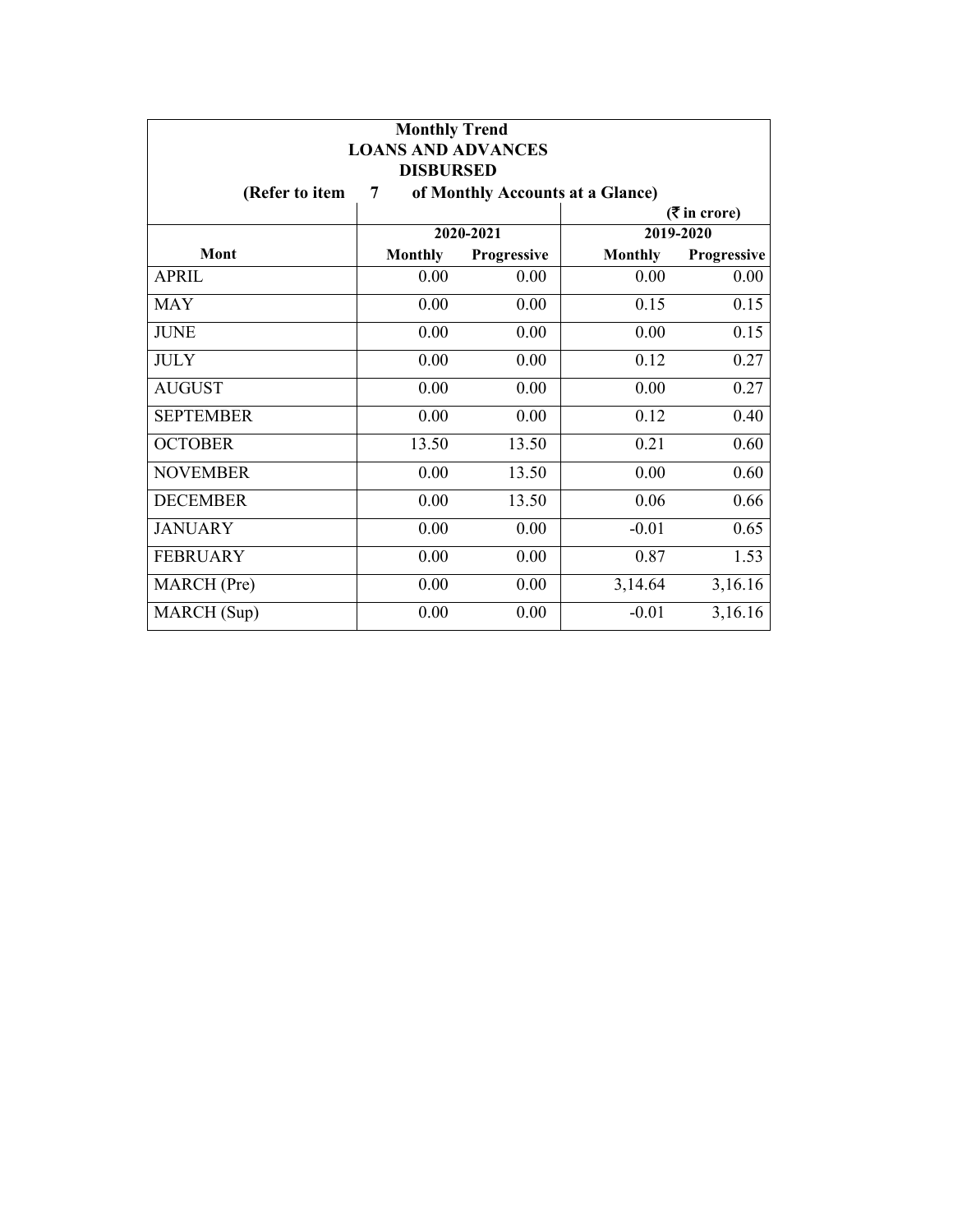**Monthly Trend**
**LOANS AND ADVANCES**
**DISBURSED**
**(Refer to item 7 of Monthly Accounts at a Glance)**

(₹ in crore)

| Mont | 2020-2021 | | 2019-2020 | |
|---|---|---|---|---|
| | Monthly | Progressive | Monthly | Progressive |
| APRIL | 0.00 | 0.00 | 0.00 | 0.00 |
| MAY | 0.00 | 0.00 | 0.15 | 0.15 |
| JUNE | 0.00 | 0.00 | 0.00 | 0.15 |
| JULY | 0.00 | 0.00 | 0.12 | 0.27 |
| AUGUST | 0.00 | 0.00 | 0.00 | 0.27 |
| SEPTEMBER | 0.00 | 0.00 | 0.12 | 0.40 |
| OCTOBER | 13.50 | 13.50 | 0.21 | 0.60 |
| NOVEMBER | 0.00 | 13.50 | 0.00 | 0.60 |
| DECEMBER | 0.00 | 13.50 | 0.06 | 0.66 |
| JANUARY | 0.00 | 0.00 | -0.01 | 0.65 |
| FEBRUARY | 0.00 | 0.00 | 0.87 | 1.53 |
| MARCH (Pre) | 0.00 | 0.00 | 3,14.64 | 3,16.16 |
| MARCH (Sup) | 0.00 | 0.00 | -0.01 | 3,16.16 |